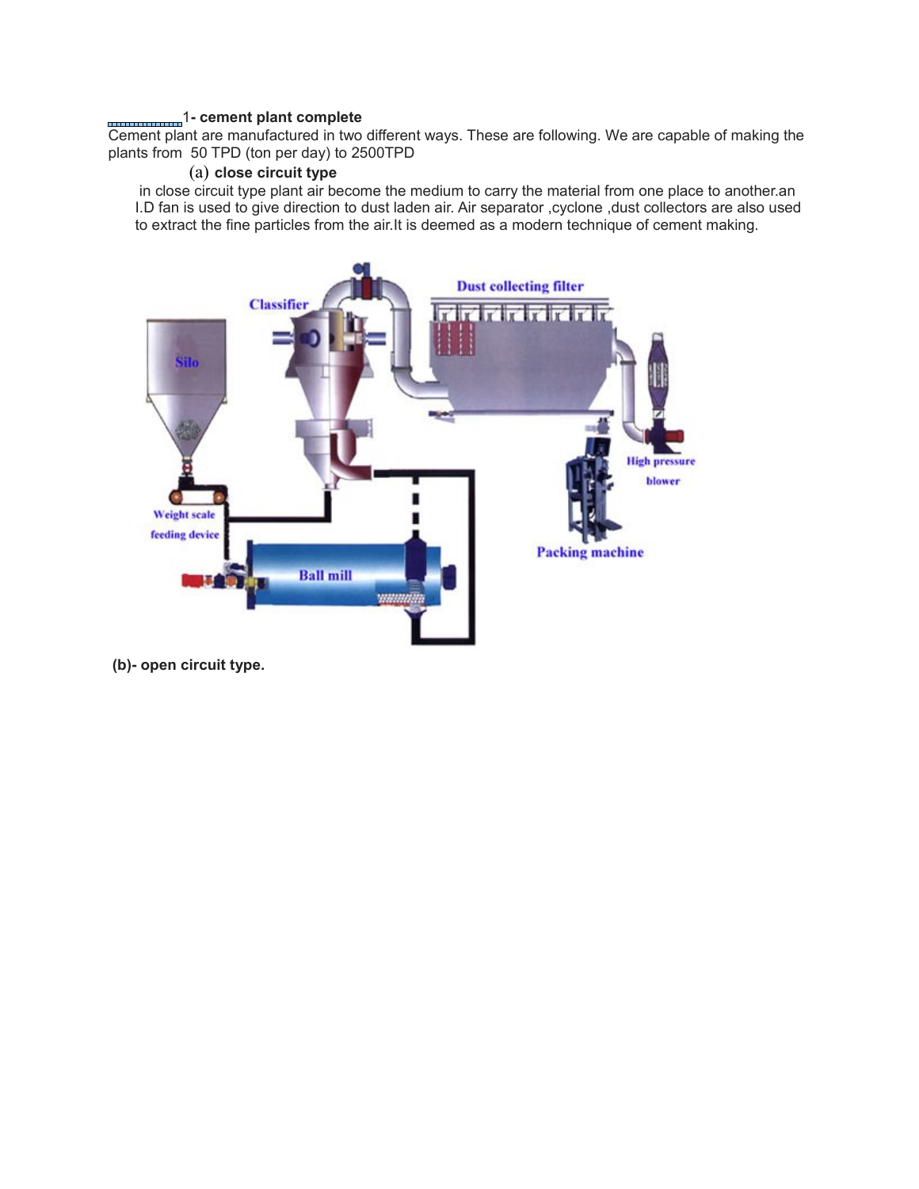**1- cement plant complete**

Cement plant are manufactured in two different ways. These are following. We are capable of making the plants from 50 TPD (ton per day) to 2500TPD

**(a) close circuit type**

in close circuit type plant air become the medium to carry the material from one place to another.an I.D fan is used to give direction to dust laden air. Air separator ,cyclone ,dust collectors are also used to extract the fine particles from the air.It is deemed as a modern technique of cement making.

**(b)- open circuit type.**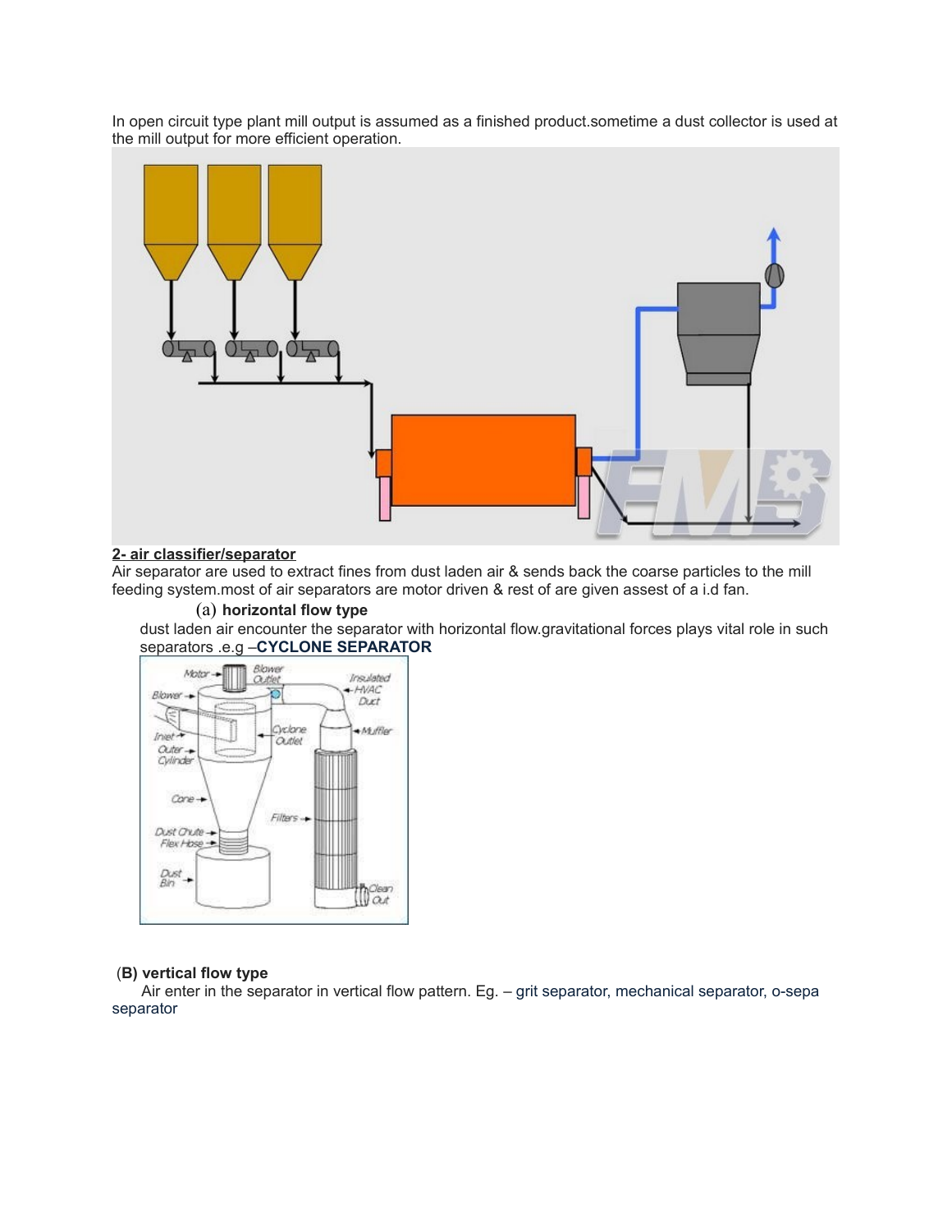In open circuit type plant mill output is assumed as a finished product.sometime a dust collector is used at the mill output for more efficient operation.

**2- air classifier/separator**

Air separator are used to extract fines from dust laden air & sends back the coarse particles to the mill feeding system.most of air separators are motor driven & rest of are given assest of a i.d fan.

(a) **horizontal flow type**

dust laden air encounter the separator with horizontal flow.gravitational forces plays vital role in such separators .e.g –**CYCLONE SEPARATOR**

(**B) vertical flow type**

Air enter in the separator in vertical flow pattern. Eg. – grit separator, mechanical separator, o-sepa separator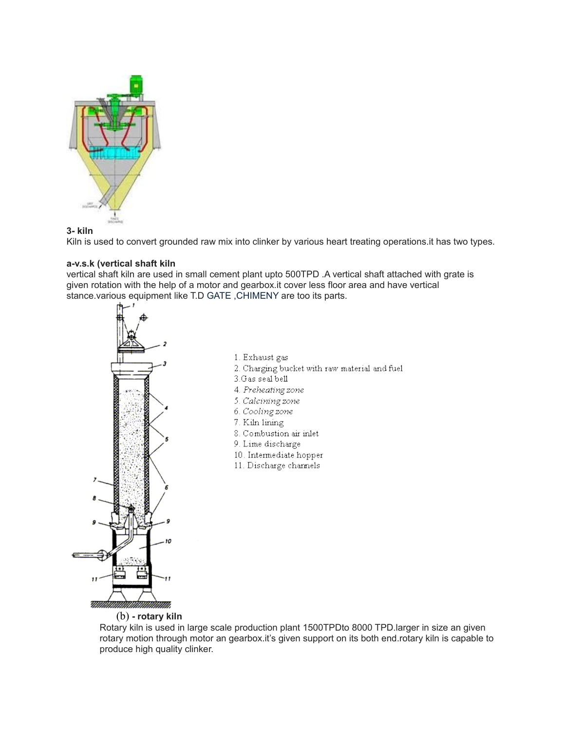### 3- kiln

Kiln is used to convert grounded raw mix into clinker by various heart treating operations.it has two types.

#### a-v.s.k (vertical shaft kiln

vertical shaft kiln are used in small cement plant upto 500TPD .A vertical shaft attached with grate is given rotation with the help of a motor and gearbox.it cover less floor area and have vertical stance.various equipment like T.D GATE ,CHIMENY are too its parts.

1. Exhaust gas
2. Charging bucket with raw material and fuel
3. Gas seal bell
4. *Preheating zone*
5. *Calcining zone*
6. *Cooling zone*
7. Kiln lining
8. Combustion air inlet
9. Lime discharge
10. Intermediate hopper
11. Discharge channels

#### (b) - rotary kiln

Rotary kiln is used in large scale production plant 1500TPDto 8000 TPD.larger in size an given rotary motion through motor an gearbox.it's given support on its both end.rotary kiln is capable to produce high quality clinker.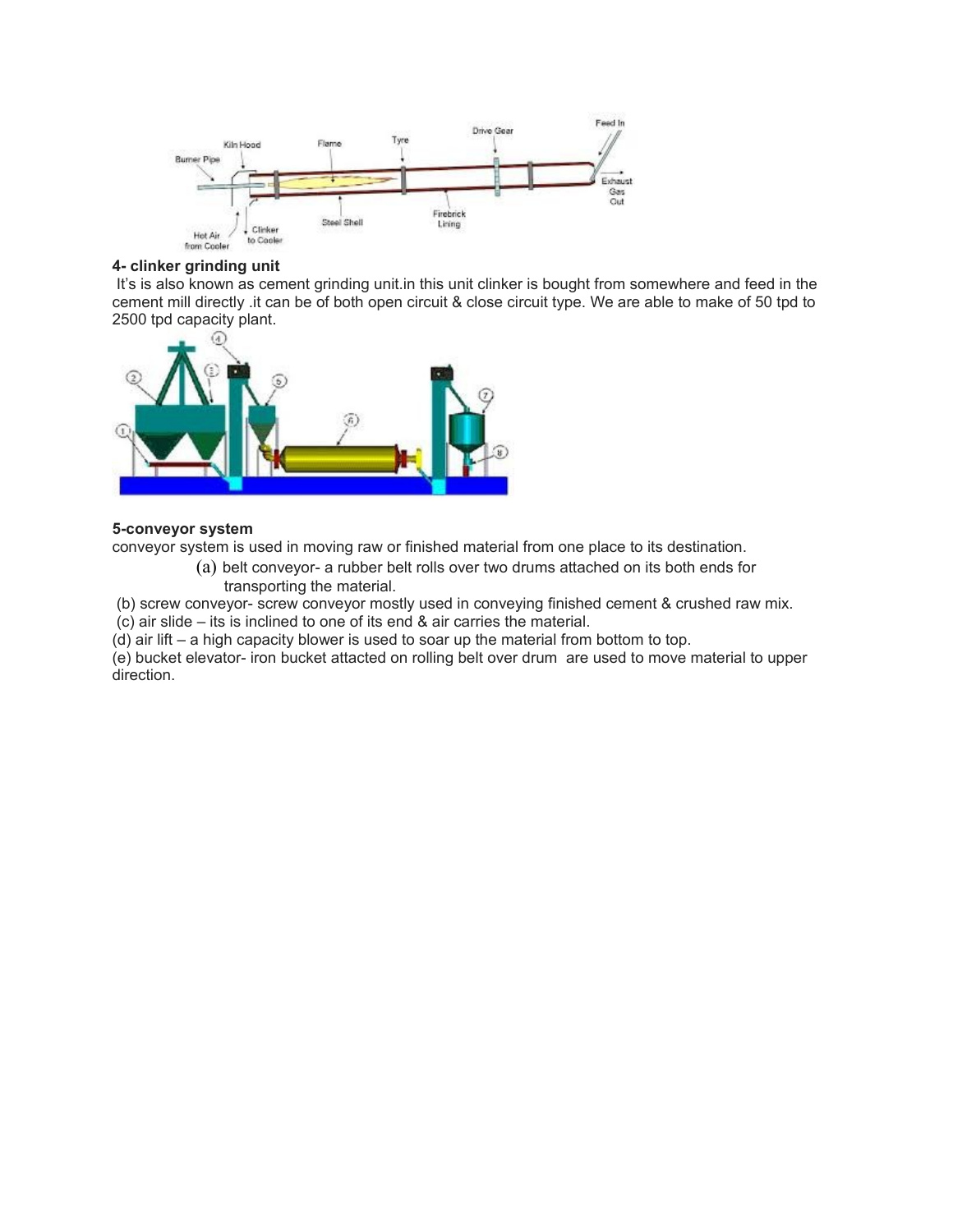## 4- clinker grinding unit

It’s is also known as cement grinding unit.in this unit clinker is bought from somewhere and feed in the cement mill directly .it can be of both open circuit & close circuit type. We are able to make of 50 tpd to 2500 tpd capacity plant.

## 5-conveyor system

conveyor system is used in moving raw or finished material from one place to its destination.

(a) belt conveyor- a rubber belt rolls over two drums attached on its both ends for transporting the material.

(b) screw conveyor- screw conveyor mostly used in conveying finished cement & crushed raw mix.

(c) air slide – its is inclined to one of its end & air carries the material.

(d) air lift – a high capacity blower is used to soar up the material from bottom to top.

(e) bucket elevator- iron bucket attacted on rolling belt over drum are used to move material to upper direction.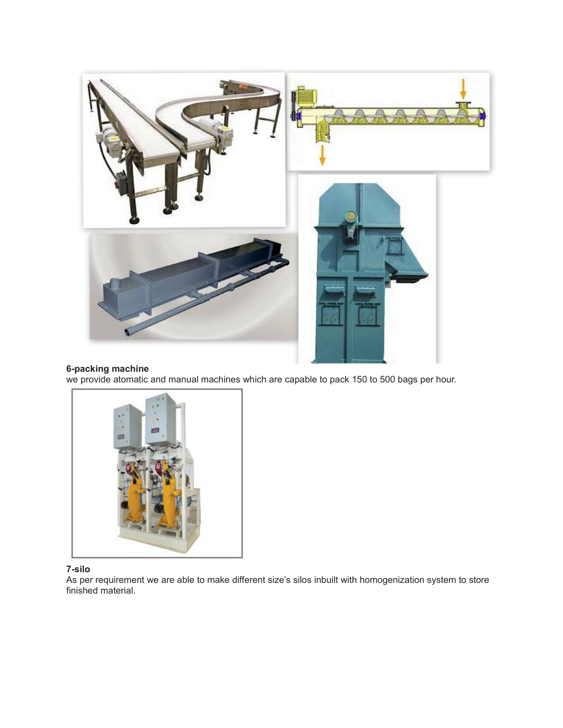**6-packing machine**

we provide atomatic and manual machines which are capable to pack 150 to 500 bags per hour.

**7-silo**

As per requirement we are able to make different size's silos inbuilt with homogenization system to store finished material.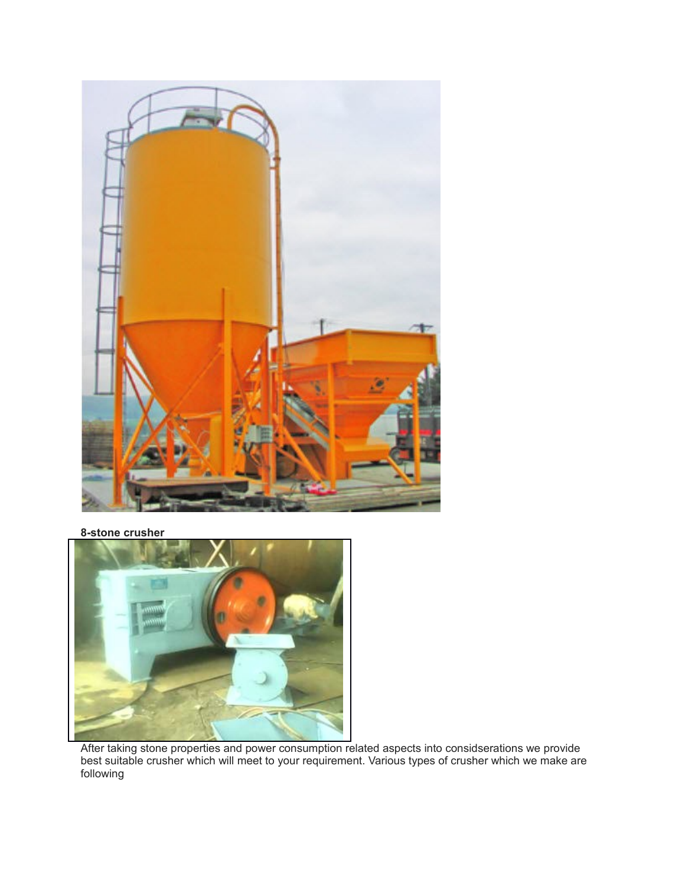**8-stone crusher**

After taking stone properties and power consumption related aspects into considserations we provide best suitable crusher which will meet to your requirement. Various types of crusher which we make are following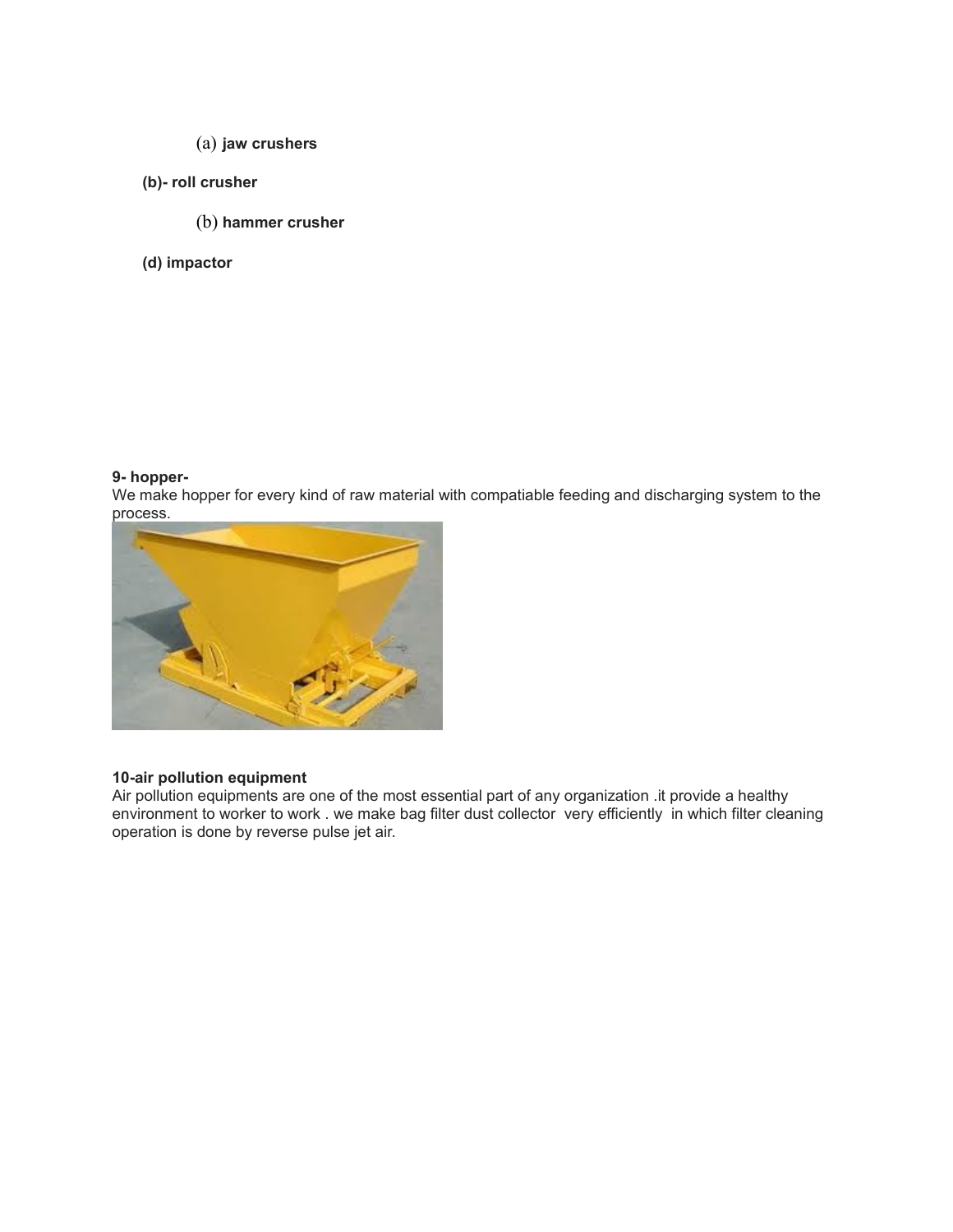(a) **jaw crushers**

**(b)- roll crusher**

(b) **hammer crusher**

**(d) impactor**

**9- hopper-**

We make hopper for every kind of raw material with compatiable feeding and discharging system to the process.

**10-air pollution equipment**

Air pollution equipments are one of the most essential part of any organization .it provide a healthy environment to worker to work . we make bag filter dust collector very efficiently in which filter cleaning operation is done by reverse pulse jet air.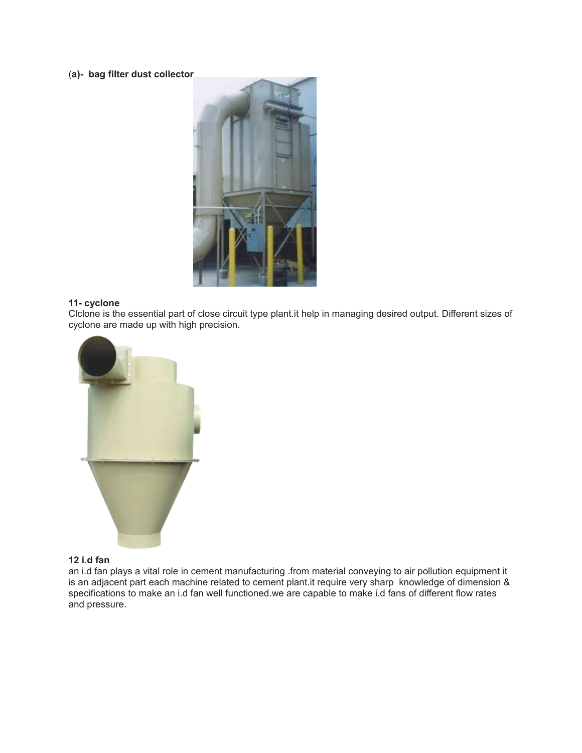**(a)- bag filter dust collector**

**11- cyclone**

Clclone is the essential part of close circuit type plant.it help in managing desired output. Different sizes of cyclone are made up with high precision.

**12 i.d fan**

an i.d fan plays a vital role in cement manufacturing .from material conveying to air pollution equipment it is an adjacent part each machine related to cement plant.it require very sharp knowledge of dimension & specifications to make an i.d fan well functioned.we are capable to make i.d fans of different flow rates and pressure.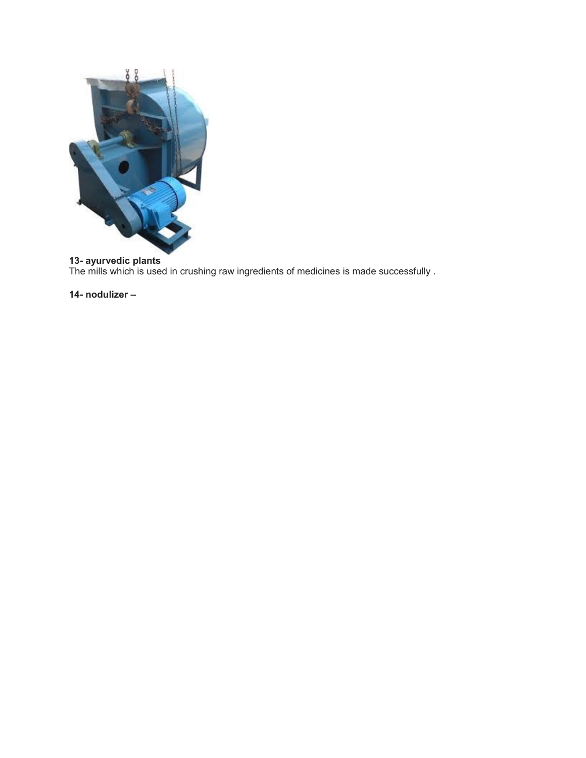**13- ayurvedic plants**
The mills which is used in crushing raw ingredients of medicines is made successfully .

**14- nodulizer –**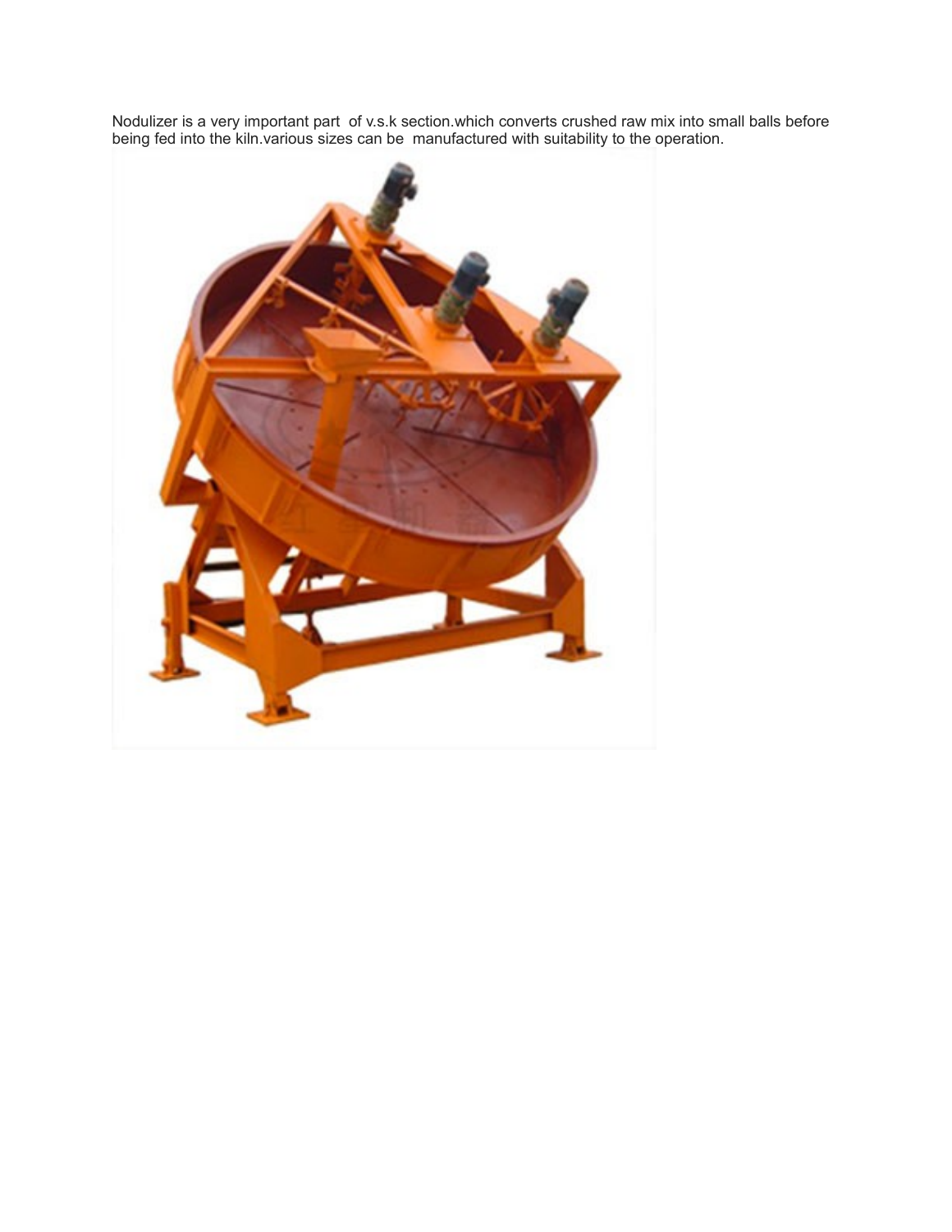Nodulizer is a very important part  of v.s.k section.which converts crushed raw mix into small balls before being fed into the kiln.various sizes can be  manufactured with suitability to the operation.